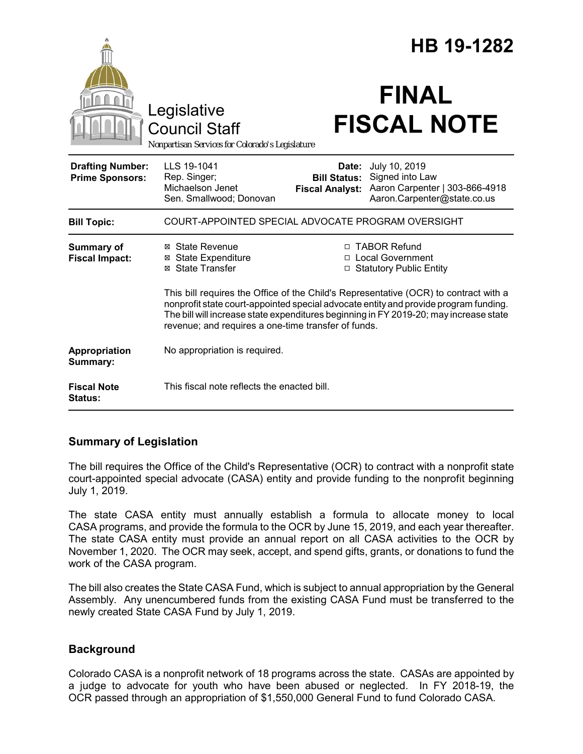# HB 19-1282

Legislative Council Staff

*Nonpartisan Services for Colorado's Legislature*

# FINAL FISCAL NOTE

| | | | |
|---|---|---|---|
| **Drafting Number:** | LLS 19-1041 | **Date:** | July 10, 2019 |
| **Prime Sponsors:** | Rep. Singer; Michaelson Jenet<br>Sen. Smallwood; Donovan | **Bill Status:** | Signed into Law |
| | | **Fiscal Analyst:** | Aaron Carpenter \| 303-866-4918<br>Aaron.Carpenter@state.co.us |

| | |
|---|---|
| **Bill Topic:** | COURT-APPOINTED SPECIAL ADVOCATE PROGRAM OVERSIGHT |
| **Summary of Fiscal Impact:** | ☒ State Revenue<br>☒ State Expenditure<br>☒ State Transfer<br>☐ TABOR Refund<br>☐ Local Government<br>☐ Statutory Public Entity<br><br>This bill requires the Office of the Child's Representative (OCR) to contract with a nonprofit state court-appointed special advocate entity and provide program funding. The bill will increase state expenditures beginning in FY 2019-20; may increase state revenue; and requires a one-time transfer of funds. |
| **Appropriation Summary:** | No appropriation is required. |
| **Fiscal Note Status:** | This fiscal note reflects the enacted bill. |

## Summary of Legislation

The bill requires the Office of the Child's Representative (OCR) to contract with a nonprofit state court-appointed special advocate (CASA) entity and provide funding to the nonprofit beginning July 1, 2019.

The state CASA entity must annually establish a formula to allocate money to local CASA programs, and provide the formula to the OCR by June 15, 2019, and each year thereafter. The state CASA entity must provide an annual report on all CASA activities to the OCR by November 1, 2020. The OCR may seek, accept, and spend gifts, grants, or donations to fund the work of the CASA program.

The bill also creates the State CASA Fund, which is subject to annual appropriation by the General Assembly. Any unencumbered funds from the existing CASA Fund must be transferred to the newly created State CASA Fund by July 1, 2019.

## Background

Colorado CASA is a nonprofit network of 18 programs across the state. CASAs are appointed by a judge to advocate for youth who have been abused or neglected. In FY 2018-19, the OCR passed through an appropriation of $1,550,000 General Fund to fund Colorado CASA.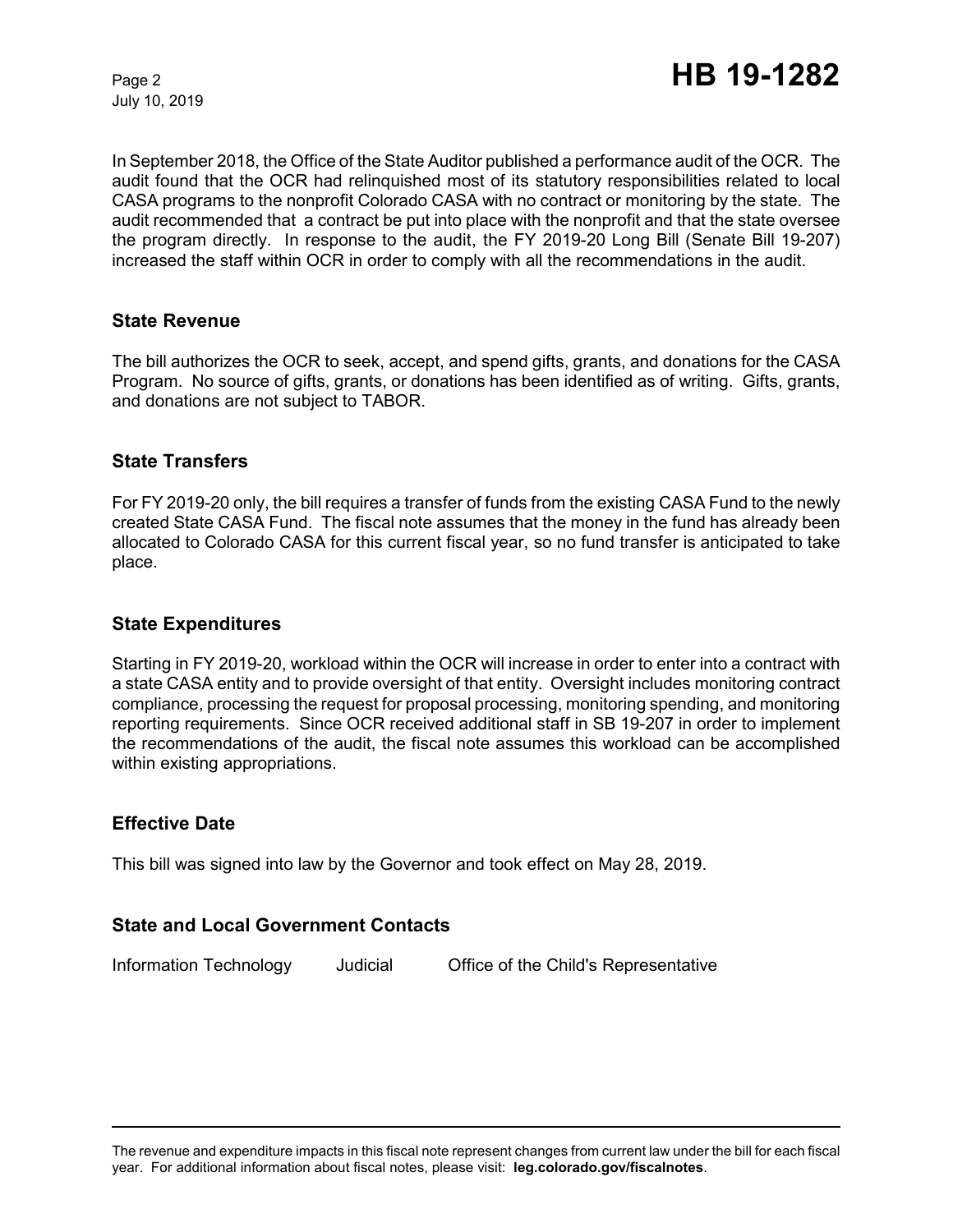In September 2018, the Office of the State Auditor published a performance audit of the OCR. The audit found that the OCR had relinquished most of its statutory responsibilities related to local CASA programs to the nonprofit Colorado CASA with no contract or monitoring by the state. The audit recommended that a contract be put into place with the nonprofit and that the state oversee the program directly. In response to the audit, the FY 2019-20 Long Bill (Senate Bill 19-207) increased the staff within OCR in order to comply with all the recommendations in the audit.

## State Revenue

The bill authorizes the OCR to seek, accept, and spend gifts, grants, and donations for the CASA Program. No source of gifts, grants, or donations has been identified as of writing. Gifts, grants, and donations are not subject to TABOR.

## State Transfers

For FY 2019-20 only, the bill requires a transfer of funds from the existing CASA Fund to the newly created State CASA Fund. The fiscal note assumes that the money in the fund has already been allocated to Colorado CASA for this current fiscal year, so no fund transfer is anticipated to take place.

## State Expenditures

Starting in FY 2019-20, workload within the OCR will increase in order to enter into a contract with a state CASA entity and to provide oversight of that entity. Oversight includes monitoring contract compliance, processing the request for proposal processing, monitoring spending, and monitoring reporting requirements. Since OCR received additional staff in SB 19-207 in order to implement the recommendations of the audit, the fiscal note assumes this workload can be accomplished within existing appropriations.

## Effective Date

This bill was signed into law by the Governor and took effect on May 28, 2019.

## State and Local Government Contacts

Information Technology  Judicial  Office of the Child's Representative

The revenue and expenditure impacts in this fiscal note represent changes from current law under the bill for each fiscal year. For additional information about fiscal notes, please visit: **leg.colorado.gov/fiscalnotes**.